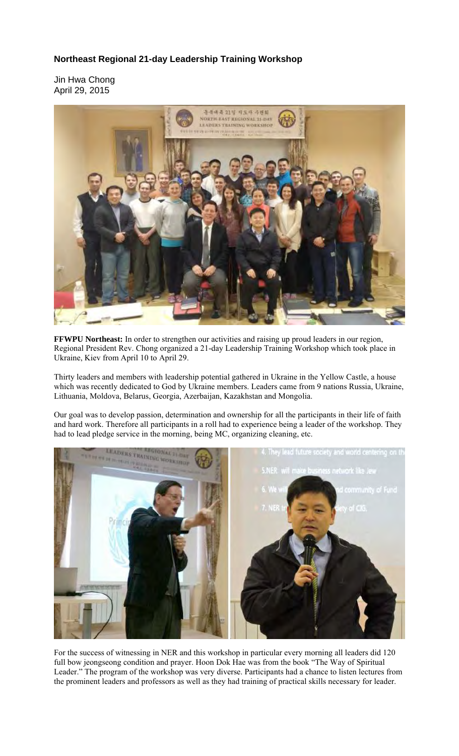# Northeast Regional 21-day Leadership Training Workshop

Jin Hwa Chong
April 29, 2015

**FFWPU Northeast:** In order to strengthen our activities and raising up proud leaders in our region, Regional President Rev. Chong organized a 21-day Leadership Training Workshop which took place in Ukraine, Kiev from April 10 to April 29.

Thirty leaders and members with leadership potential gathered in Ukraine in the Yellow Castle, a house which was recently dedicated to God by Ukraine members. Leaders came from 9 nations Russia, Ukraine, Lithuania, Moldova, Belarus, Georgia, Azerbaijan, Kazakhstan and Mongolia.

Our goal was to develop passion, determination and ownership for all the participants in their life of faith and hard work. Therefore all participants in a roll had to experience being a leader of the workshop. They had to lead pledge service in the morning, being MC, organizing cleaning, etc.

For the success of witnessing in NER and this workshop in particular every morning all leaders did 120 full bow jeongseong condition and prayer. Hoon Dok Hae was from the book "The Way of Spiritual Leader." The program of the workshop was very diverse. Participants had a chance to listen lectures from the prominent leaders and professors as well as they had training of practical skills necessary for leader.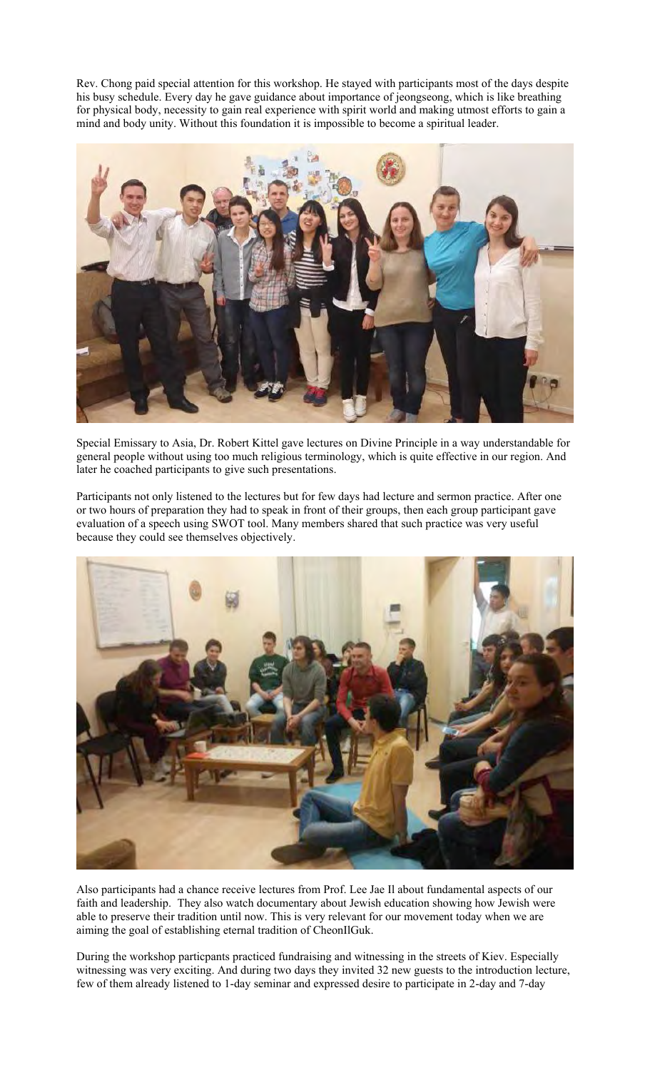Rev. Chong paid special attention for this workshop. He stayed with participants most of the days despite his busy schedule. Every day he gave guidance about importance of jeongseong, which is like breathing for physical body, necessity to gain real experience with spirit world and making utmost efforts to gain a mind and body unity. Without this foundation it is impossible to become a spiritual leader.

Special Emissary to Asia, Dr. Robert Kittel gave lectures on Divine Principle in a way understandable for general people without using too much religious terminology, which is quite effective in our region. And later he coached participants to give such presentations.

Participants not only listened to the lectures but for few days had lecture and sermon practice. After one or two hours of preparation they had to speak in front of their groups, then each group participant gave evaluation of a speech using SWOT tool. Many members shared that such practice was very useful because they could see themselves objectively.

Also participants had a chance receive lectures from Prof. Lee Jae Il about fundamental aspects of our faith and leadership. They also watch documentary about Jewish education showing how Jewish were able to preserve their tradition until now. This is very relevant for our movement today when we are aiming the goal of establishing eternal tradition of CheonIlGuk.

During the workshop particpants practiced fundraising and witnessing in the streets of Kiev. Especially witnessing was very exciting. And during two days they invited 32 new guests to the introduction lecture, few of them already listened to 1-day seminar and expressed desire to participate in 2-day and 7-day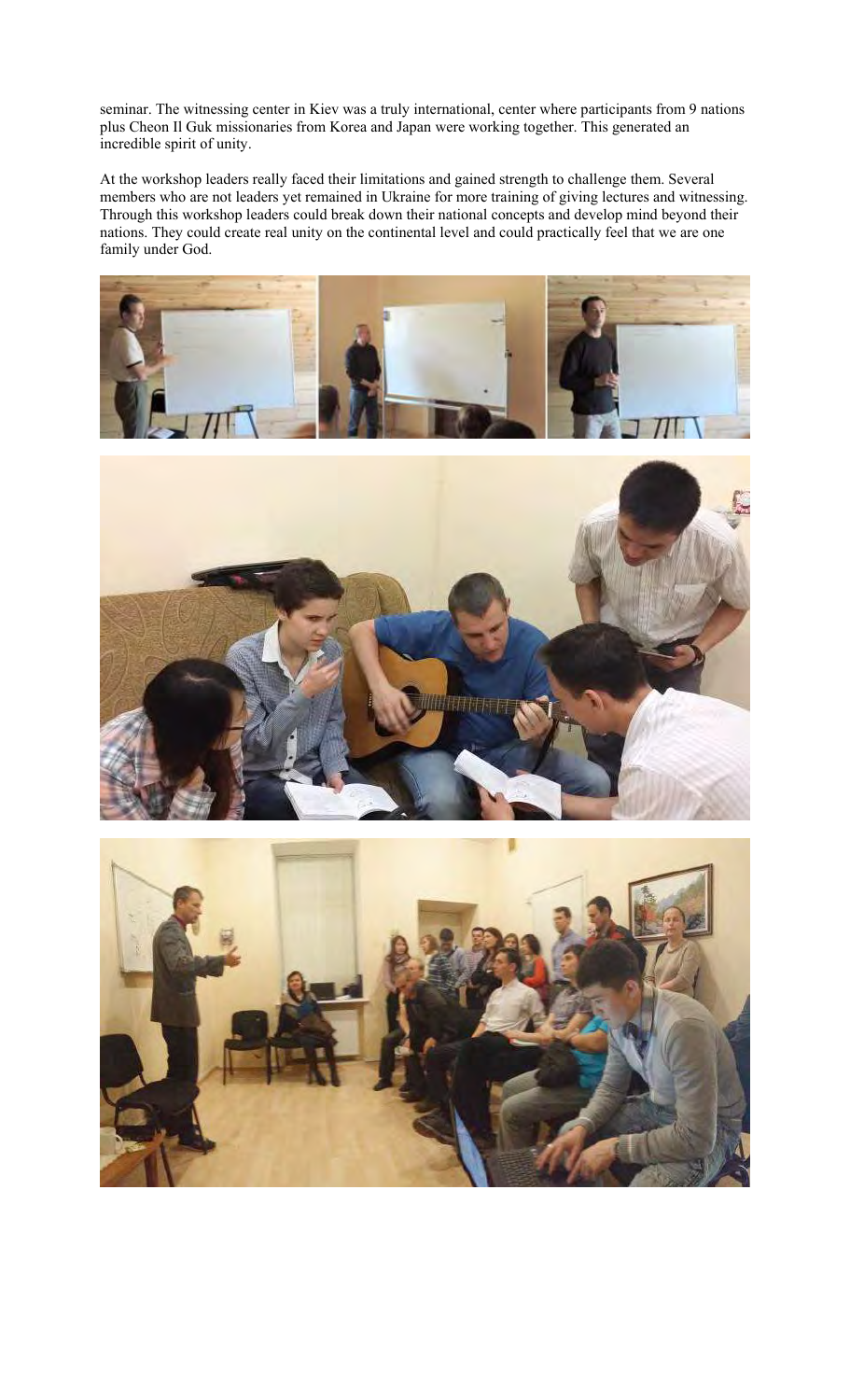seminar. The witnessing center in Kiev was a truly international, center where participants from 9 nations plus Cheon Il Guk missionaries from Korea and Japan were working together. This generated an incredible spirit of unity.

At the workshop leaders really faced their limitations and gained strength to challenge them. Several members who are not leaders yet remained in Ukraine for more training of giving lectures and witnessing. Through this workshop leaders could break down their national concepts and develop mind beyond their nations. They could create real unity on the continental level and could practically feel that we are one family under God.